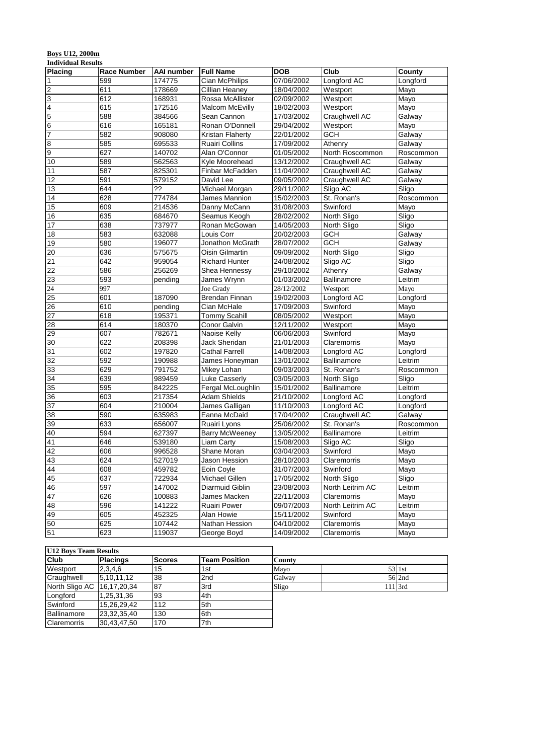**Boys U12, 2000m**

**Individual Results**

| Placing | Race Number | AAI number | Full Name | DOB | Club | County |
|---|---|---|---|---|---|---|
| 1 | 599 | 174775 | Cian McPhilips | 07/06/2002 | Longford AC | Longford |
| 2 | 611 | 178669 | Cillian Heaney | 18/04/2002 | Westport | Mayo |
| 3 | 612 | 168931 | Rossa McAllister | 02/09/2002 | Westport | Mayo |
| 4 | 615 | 172516 | Malcom McEvilly | 18/02/2003 | Westport | Mayo |
| 5 | 588 | 384566 | Sean Cannon | 17/03/2002 | Craughwell AC | Galway |
| 6 | 616 | 165181 | Ronan O'Donnell | 29/04/2002 | Westport | Mayo |
| 7 | 582 | 908080 | Kristan Flaherty | 22/01/2002 | GCH | Galway |
| 8 | 585 | 695533 | Ruairi Collins | 17/09/2002 | Athenry | Galway |
| 9 | 627 | 140702 | Alan O'Connor | 01/05/2002 | North Roscommon | Roscommon |
| 10 | 589 | 562563 | Kyle Moorehead | 13/12/2002 | Craughwell AC | Galway |
| 11 | 587 | 825301 | Finbar McFadden | 11/04/2002 | Craughwell AC | Galway |
| 12 | 591 | 579152 | David Lee | 09/05/2002 | Craughwell AC | Galway |
| 13 | 644 | ?? | Michael Morgan | 29/11/2002 | Sligo AC | Sligo |
| 14 | 628 | 774784 | James Mannion | 15/02/2003 | St. Ronan's | Roscommon |
| 15 | 609 | 214536 | Danny McCann | 31/08/2003 | Swinford | Mayo |
| 16 | 635 | 684670 | Seamus Keogh | 28/02/2002 | North Sligo | Sligo |
| 17 | 638 | 737977 | Ronan McGowan | 14/05/2003 | North Sligo | Sligo |
| 18 | 583 | 632088 | Louis Corr | 20/02/2003 | GCH | Galway |
| 19 | 580 | 196077 | Jonathon McGrath | 28/07/2002 | GCH | Galway |
| 20 | 636 | 575675 | Oisin Gilmartin | 09/09/2002 | North Sligo | Sligo |
| 21 | 642 | 959054 | Richard Hunter | 24/08/2002 | Sligo AC | Sligo |
| 22 | 586 | 256269 | Shea Hennessy | 29/10/2002 | Athenry | Galway |
| 23 | 593 | pending | James Wrynn | 01/03/2002 | Ballinamore | Leitrim |
| 24 | 997 | | Joe Grady | 28/12/2002 | Westport | Mayo |
| 25 | 601 | 187090 | Brendan Finnan | 19/02/2003 | Longford AC | Longford |
| 26 | 610 | pending | Cian McHale | 17/09/2003 | Swinford | Mayo |
| 27 | 618 | 195371 | Tommy Scahill | 08/05/2002 | Westport | Mayo |
| 28 | 614 | 180370 | Conor Galvin | 12/11/2002 | Westport | Mayo |
| 29 | 607 | 782671 | Naoise Kelly | 06/06/2003 | Swinford | Mayo |
| 30 | 622 | 208398 | Jack Sheridan | 21/01/2003 | Claremorris | Mayo |
| 31 | 602 | 197820 | Cathal Farrell | 14/08/2003 | Longford AC | Longford |
| 32 | 592 | 190988 | James Honeyman | 13/01/2002 | Ballinamore | Leitrim |
| 33 | 629 | 791752 | Mikey Lohan | 09/03/2003 | St. Ronan's | Roscommon |
| 34 | 639 | 989459 | Luke Casserly | 03/05/2003 | North Sligo | Sligo |
| 35 | 595 | 842225 | Fergal McLoughlin | 15/01/2002 | Ballinamore | Leitrim |
| 36 | 603 | 217354 | Adam Shields | 21/10/2002 | Longford AC | Longford |
| 37 | 604 | 210004 | James Galligan | 11/10/2003 | Longford AC | Longford |
| 38 | 590 | 635983 | Eanna McDaid | 17/04/2002 | Craughwell AC | Galway |
| 39 | 633 | 656007 | Ruairi Lyons | 25/06/2002 | St. Ronan's | Roscommon |
| 40 | 594 | 627397 | Barry McWeeney | 13/05/2002 | Ballinamore | Leitrim |
| 41 | 646 | 539180 | Liam Carty | 15/08/2003 | Sligo AC | Sligo |
| 42 | 606 | 996528 | Shane Moran | 03/04/2003 | Swinford | Mayo |
| 43 | 624 | 527019 | Jason Hession | 28/10/2003 | Claremorris | Mayo |
| 44 | 608 | 459782 | Eoin Coyle | 31/07/2003 | Swinford | Mayo |
| 45 | 637 | 722934 | Michael Gillen | 17/05/2002 | North Sligo | Sligo |
| 46 | 597 | 147002 | Diarmuid Giblin | 23/08/2003 | North Leitrim AC | Leitrim |
| 47 | 626 | 100883 | James Macken | 22/11/2003 | Claremorris | Mayo |
| 48 | 596 | 141222 | Ruairi Power | 09/07/2003 | North Leitrim AC | Leitrim |
| 49 | 605 | 452325 | Alan Howie | 15/11/2002 | Swinford | Mayo |
| 50 | 625 | 107442 | Nathan Hession | 04/10/2002 | Claremorris | Mayo |
| 51 | 623 | 119037 | George Boyd | 14/09/2002 | Claremorris | Mayo |

**U12 Boys Team Results**

| Club | Placings | Scores | Team Position |
|---|---|---|---|
| Westport | 2,3,4,6 | 15 | 1st |
| Craughwell | 5,10,11,12 | 38 | 2nd |
| North Sligo AC | 16,17,20,34 | 87 | 3rd |
| Longford | 1,25,31,36 | 93 | 4th |
| Swinford | 15,26,29,42 | 112 | 5th |
| Ballinamore | 23,32,35,40 | 130 | 6th |
| Claremorris | 30,43,47,50 | 170 | 7th |

| County | Score | Position |
|---|---|---|
| Mayo | 53 | 1st |
| Galway | 56 | 2nd |
| Sligo | 111 | 3rd |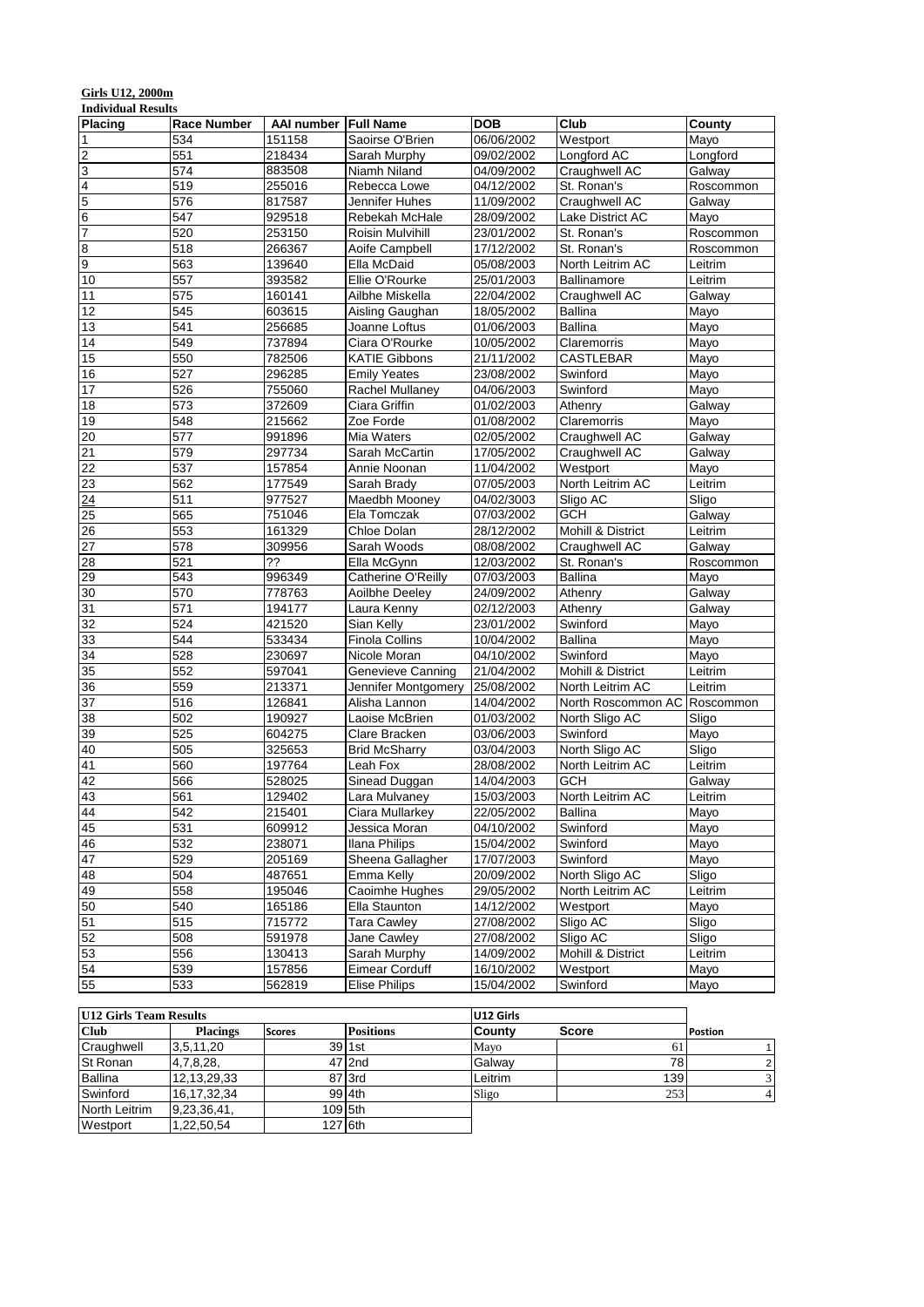**Girls U12, 2000m**

**Individual Results**

| Placing | Race Number | AAI number | Full Name | DOB | Club | County |
|---|---|---|---|---|---|---|
| 1 | 534 | 151158 | Saoirse O'Brien | 06/06/2002 | Westport | Mayo |
| 2 | 551 | 218434 | Sarah Murphy | 09/02/2002 | Longford AC | Longford |
| 3 | 574 | 883508 | Niamh Niland | 04/09/2002 | Craughwell AC | Galway |
| 4 | 519 | 255016 | Rebecca Lowe | 04/12/2002 | St. Ronan's | Roscommon |
| 5 | 576 | 817587 | Jennifer Huhes | 11/09/2002 | Craughwell AC | Galway |
| 6 | 547 | 929518 | Rebekah McHale | 28/09/2002 | Lake District AC | Mayo |
| 7 | 520 | 253150 | Roisin Mulvihill | 23/01/2002 | St. Ronan's | Roscommon |
| 8 | 518 | 266367 | Aoife Campbell | 17/12/2002 | St. Ronan's | Roscommon |
| 9 | 563 | 139640 | Ella McDaid | 05/08/2003 | North Leitrim AC | Leitrim |
| 10 | 557 | 393582 | Ellie O'Rourke | 25/01/2003 | Ballinamore | Leitrim |
| 11 | 575 | 160141 | Ailbhe Miskella | 22/04/2002 | Craughwell AC | Galway |
| 12 | 545 | 603615 | Aisling Gaughan | 18/05/2002 | Ballina | Mayo |
| 13 | 541 | 256685 | Joanne Loftus | 01/06/2003 | Ballina | Mayo |
| 14 | 549 | 737894 | Ciara O'Rourke | 10/05/2002 | Claremorris | Mayo |
| 15 | 550 | 782506 | KATIE Gibbons | 21/11/2002 | CASTLEBAR | Mayo |
| 16 | 527 | 296285 | Emily Yeates | 23/08/2002 | Swinford | Mayo |
| 17 | 526 | 755060 | Rachel Mullaney | 04/06/2003 | Swinford | Mayo |
| 18 | 573 | 372609 | Ciara Griffin | 01/02/2003 | Athenry | Galway |
| 19 | 548 | 215662 | Zoe Forde | 01/08/2002 | Claremorris | Mayo |
| 20 | 577 | 991896 | Mia Waters | 02/05/2002 | Craughwell AC | Galway |
| 21 | 579 | 297734 | Sarah McCartin | 17/05/2002 | Craughwell AC | Galway |
| 22 | 537 | 157854 | Annie Noonan | 11/04/2002 | Westport | Mayo |
| 23 | 562 | 177549 | Sarah Brady | 07/05/2003 | North Leitrim AC | Leitrim |
| 24 | 511 | 977527 | Maedbh Mooney | 04/02/3003 | Sligo AC | Sligo |
| 25 | 565 | 751046 | Ela Tomczak | 07/03/2002 | GCH | Galway |
| 26 | 553 | 161329 | Chloe Dolan | 28/12/2002 | Mohill & District | Leitrim |
| 27 | 578 | 309956 | Sarah Woods | 08/08/2002 | Craughwell AC | Galway |
| 28 | 521 | ?? | Ella McGynn | 12/03/2002 | St. Ronan's | Roscommon |
| 29 | 543 | 996349 | Catherine O'Reilly | 07/03/2003 | Ballina | Mayo |
| 30 | 570 | 778763 | Aoilbhe Deeley | 24/09/2002 | Athenry | Galway |
| 31 | 571 | 194177 | Laura Kenny | 02/12/2003 | Athenry | Galway |
| 32 | 524 | 421520 | Sian Kelly | 23/01/2002 | Swinford | Mayo |
| 33 | 544 | 533434 | Finola Collins | 10/04/2002 | Ballina | Mayo |
| 34 | 528 | 230697 | Nicole Moran | 04/10/2002 | Swinford | Mayo |
| 35 | 552 | 597041 | Genevieve Canning | 21/04/2002 | Mohill & District | Leitrim |
| 36 | 559 | 213371 | Jennifer Montgomery | 25/08/2002 | North Leitrim AC | Leitrim |
| 37 | 516 | 126841 | Alisha Lannon | 14/04/2002 | North Roscommon AC | Roscommon |
| 38 | 502 | 190927 | Laoise McBrien | 01/03/2002 | North Sligo AC | Sligo |
| 39 | 525 | 604275 | Clare Bracken | 03/06/2003 | Swinford | Mayo |
| 40 | 505 | 325653 | Brid McSharry | 03/04/2003 | North Sligo AC | Sligo |
| 41 | 560 | 197764 | Leah Fox | 28/08/2002 | North Leitrim AC | Leitrim |
| 42 | 566 | 528025 | Sinead Duggan | 14/04/2003 | GCH | Galway |
| 43 | 561 | 129402 | Lara Mulvaney | 15/03/2003 | North Leitrim AC | Leitrim |
| 44 | 542 | 215401 | Ciara Mullarkey | 22/05/2002 | Ballina | Mayo |
| 45 | 531 | 609912 | Jessica Moran | 04/10/2002 | Swinford | Mayo |
| 46 | 532 | 238071 | Ilana Philips | 15/04/2002 | Swinford | Mayo |
| 47 | 529 | 205169 | Sheena Gallagher | 17/07/2003 | Swinford | Mayo |
| 48 | 504 | 487651 | Emma Kelly | 20/09/2002 | North Sligo AC | Sligo |
| 49 | 558 | 195046 | Caoimhe Hughes | 29/05/2002 | North Leitrim AC | Leitrim |
| 50 | 540 | 165186 | Ella Staunton | 14/12/2002 | Westport | Mayo |
| 51 | 515 | 715772 | Tara Cawley | 27/08/2002 | Sligo AC | Sligo |
| 52 | 508 | 591978 | Jane Cawley | 27/08/2002 | Sligo AC | Sligo |
| 53 | 556 | 130413 | Sarah Murphy | 14/09/2002 | Mohill & District | Leitrim |
| 54 | 539 | 157856 | Eimear Corduff | 16/10/2002 | Westport | Mayo |
| 55 | 533 | 562819 | Elise Philips | 15/04/2002 | Swinford | Mayo |

**U12 Girls Team Results**

| Club | Placings | Scores | Positions |
|---|---|---|---|
| Craughwell | 3,5,11,20 | 39 | 1st |
| St Ronan | 4,7,8,28, | 47 | 2nd |
| Ballina | 12,13,29,33 | 87 | 3rd |
| Swinford | 16,17,32,34 | 99 | 4th |
| North Leitrim | 9,23,36,41, | 109 | 5th |
| Westport | 1,22,50,54 | 127 | 6th |

**U12 Girls**

| County | Score | Postion |
|---|---|---|
| Mayo | 61 | 1 |
| Galway | 78 | 2 |
| Leitrim | 139 | 3 |
| Sligo | 253 | 4 |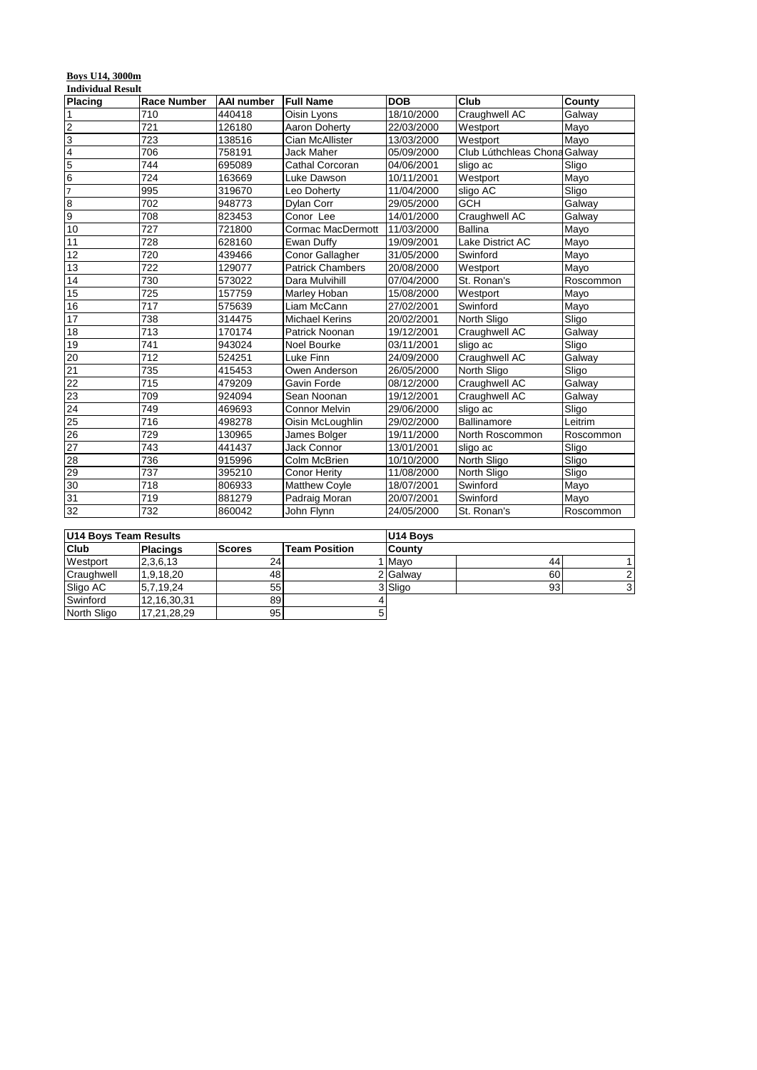**Boys U14, 3000m**

**Individual Result**

| Placing | Race Number | AAI number | Full Name | DOB | Club | County |
|---|---|---|---|---|---|---|
| 1 | 710 | 440418 | Oisin Lyons | 18/10/2000 | Craughwell AC | Galway |
| 2 | 721 | 126180 | Aaron Doherty | 22/03/2000 | Westport | Mayo |
| 3 | 723 | 138516 | Cian McAllister | 13/03/2000 | Westport | Mayo |
| 4 | 706 | 758191 | Jack Maher | 05/09/2000 | Club Lúthchleas Chona | Galway |
| 5 | 744 | 695089 | Cathal Corcoran | 04/06/2001 | sligo ac | Sligo |
| 6 | 724 | 163669 | Luke Dawson | 10/11/2001 | Westport | Mayo |
| 7 | 995 | 319670 | Leo Doherty | 11/04/2000 | sligo AC | Sligo |
| 8 | 702 | 948773 | Dylan Corr | 29/05/2000 | GCH | Galway |
| 9 | 708 | 823453 | Conor Lee | 14/01/2000 | Craughwell AC | Galway |
| 10 | 727 | 721800 | Cormac MacDermott | 11/03/2000 | Ballina | Mayo |
| 11 | 728 | 628160 | Ewan Duffy | 19/09/2001 | Lake District AC | Mayo |
| 12 | 720 | 439466 | Conor Gallagher | 31/05/2000 | Swinford | Mayo |
| 13 | 722 | 129077 | Patrick Chambers | 20/08/2000 | Westport | Mayo |
| 14 | 730 | 573022 | Dara Mulvihill | 07/04/2000 | St. Ronan's | Roscommon |
| 15 | 725 | 157759 | Marley Hoban | 15/08/2000 | Westport | Mayo |
| 16 | 717 | 575639 | Liam McCann | 27/02/2001 | Swinford | Mayo |
| 17 | 738 | 314475 | Michael Kerins | 20/02/2001 | North Sligo | Sligo |
| 18 | 713 | 170174 | Patrick Noonan | 19/12/2001 | Craughwell AC | Galway |
| 19 | 741 | 943024 | Noel Bourke | 03/11/2001 | sligo ac | Sligo |
| 20 | 712 | 524251 | Luke Finn | 24/09/2000 | Craughwell AC | Galway |
| 21 | 735 | 415453 | Owen Anderson | 26/05/2000 | North Sligo | Sligo |
| 22 | 715 | 479209 | Gavin Forde | 08/12/2000 | Craughwell AC | Galway |
| 23 | 709 | 924094 | Sean Noonan | 19/12/2001 | Craughwell AC | Galway |
| 24 | 749 | 469693 | Connor Melvin | 29/06/2000 | sligo ac | Sligo |
| 25 | 716 | 498278 | Oisin McLoughlin | 29/02/2000 | Ballinamore | Leitrim |
| 26 | 729 | 130965 | James Bolger | 19/11/2000 | North Roscommon | Roscommon |
| 27 | 743 | 441437 | Jack Connor | 13/01/2001 | sligo ac | Sligo |
| 28 | 736 | 915996 | Colm McBrien | 10/10/2000 | North Sligo | Sligo |
| 29 | 737 | 395210 | Conor Herity | 11/08/2000 | North Sligo | Sligo |
| 30 | 718 | 806933 | Matthew Coyle | 18/07/2001 | Swinford | Mayo |
| 31 | 719 | 881279 | Padraig Moran | 20/07/2001 | Swinford | Mayo |
| 32 | 732 | 860042 | John Flynn | 24/05/2000 | St. Ronan's | Roscommon |

| U14 Boys Team Results | | | |
|---|---|---|---|
| **Club** | **Placings** | **Scores** | **Team Position** |
| Westport | 2,3,6,13 | 24 | 1 |
| Craughwell | 1,9,18,20 | 48 | 2 |
| Sligo AC | 5,7,19,24 | 55 | 3 |
| Swinford | 12,16,30,31 | 89 | 4 |
| North Sligo | 17,21,28,29 | 95 | 5 |

| U14 Boys | | |
|---|---|---|
| **County** | | |
| Mayo | 44 | 1 |
| Galway | 60 | 2 |
| Sligo | 93 | 3 |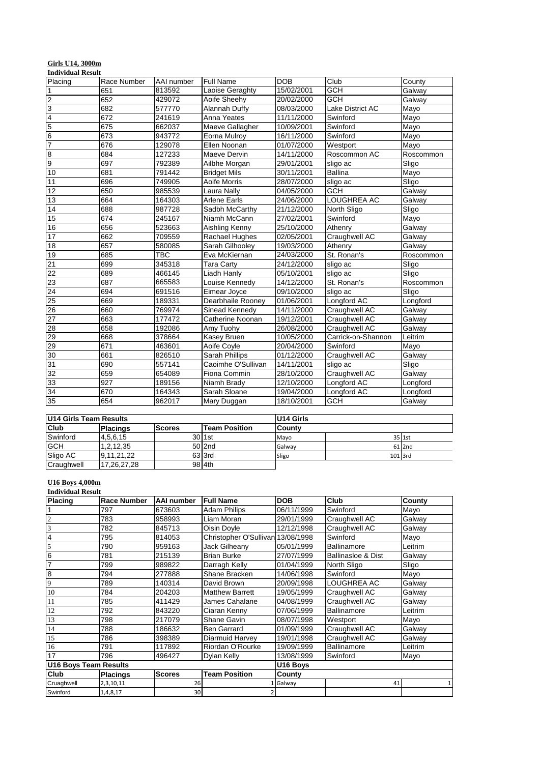**Girls U14, 3000m**

**Individual Result**

| Placing | Race Number | AAI number | Full Name | DOB | Club | County |
|---|---|---|---|---|---|---|
| 1 | 651 | 813592 | Laoise Geraghty | 15/02/2001 | GCH | Galway |
| 2 | 652 | 429072 | Aoife Sheehy | 20/02/2000 | GCH | Galway |
| 3 | 682 | 577770 | Alannah Duffy | 08/03/2000 | Lake District AC | Mayo |
| 4 | 672 | 241619 | Anna Yeates | 11/11/2000 | Swinford | Mayo |
| 5 | 675 | 662037 | Maeve Gallagher | 10/09/2001 | Swinford | Mayo |
| 6 | 673 | 943772 | Eorna Mulroy | 16/11/2000 | Swinford | Mayo |
| 7 | 676 | 129078 | Ellen Noonan | 01/07/2000 | Westport | Mayo |
| 8 | 684 | 127233 | Maeve Dervin | 14/11/2000 | Roscommon AC | Roscommon |
| 9 | 697 | 792389 | Ailbhe Morgan | 29/01/2001 | sligo ac | Sligo |
| 10 | 681 | 791442 | Bridget Mils | 30/11/2001 | Ballina | Mayo |
| 11 | 696 | 749905 | Aoife Morris | 28/07/2000 | sligo ac | Sligo |
| 12 | 650 | 985539 | Laura Nally | 04/05/2000 | GCH | Galway |
| 13 | 664 | 164303 | Arlene Earls | 24/06/2000 | LOUGHREA AC | Galway |
| 14 | 688 | 987728 | Sadbh McCarthy | 21/12/2000 | North Sligo | Sligo |
| 15 | 674 | 245167 | Niamh McCann | 27/02/2001 | Swinford | Mayo |
| 16 | 656 | 523663 | Aishling Kenny | 25/10/2000 | Athenry | Galway |
| 17 | 662 | 709559 | Rachael Hughes | 02/05/2001 | Craughwell AC | Galway |
| 18 | 657 | 580085 | Sarah Gilhooley | 19/03/2000 | Athenry | Galway |
| 19 | 685 | TBC | Eva McKiernan | 24/03/2000 | St. Ronan's | Roscommon |
| 21 | 699 | 345318 | Tara Carty | 24/12/2000 | sligo ac | Sligo |
| 22 | 689 | 466145 | Liadh Hanly | 05/10/2001 | sligo ac | Sligo |
| 23 | 687 | 665583 | Louise Kennedy | 14/12/2000 | St. Ronan's | Roscommon |
| 24 | 694 | 691516 | Eimear Joyce | 09/10/2000 | sligo ac | Sligo |
| 25 | 669 | 189331 | Dearbhaile Rooney | 01/06/2001 | Longford AC | Longford |
| 26 | 660 | 769974 | Sinead Kennedy | 14/11/2000 | Craughwell AC | Galway |
| 27 | 663 | 177472 | Catherine Noonan | 19/12/2001 | Craughwell AC | Galway |
| 28 | 658 | 192086 | Amy Tuohy | 26/08/2000 | Craughwell AC | Galway |
| 29 | 668 | 378664 | Kasey Bruen | 10/05/2000 | Carrick-on-Shannon | Leitrim |
| 29 | 671 | 463601 | Aoife Coyle | 20/04/2000 | Swinford | Mayo |
| 30 | 661 | 826510 | Sarah Phillips | 01/12/2000 | Craughwell AC | Galway |
| 31 | 690 | 557141 | Caoimhe O'Sullivan | 14/11/2001 | sligo ac | Sligo |
| 32 | 659 | 654089 | Fiona Commin | 28/10/2000 | Craughwell AC | Galway |
| 33 | 927 | 189156 | Niamh Brady | 12/10/2000 | Longford AC | Longford |
| 34 | 670 | 164343 | Sarah Sloane | 19/04/2000 | Longford AC | Longford |
| 35 | 654 | 962017 | Mary Duggan | 18/10/2001 | GCH | Galway |

**U14 Girls Team Results**

| Club | Placings | Scores | Team Position |
|---|---|---|---|
| Swinford | 4,5,6,15 | 30 | 1st |
| GCH | 1,2,12,35 | 50 | 2nd |
| Sligo AC | 9,11,21,22 | 63 | 3rd |
| Craughwell | 17,26,27,28 | 98 | 4th |

**U14 Girls**

| County | Score | Position |
|---|---|---|
| Mayo | 35 | 1st |
| Galway | 61 | 2nd |
| Sligo | 101 | 3rd |

**U16 Boys 4,000m**

**Individual Result**

| Placing | Race Number | AAI number | Full Name | DOB | Club | County |
|---|---|---|---|---|---|---|
| 1 | 797 | 673603 | Adam Philips | 06/11/1999 | Swinford | Mayo |
| 2 | 783 | 958993 | Liam Moran | 29/01/1999 | Craughwell AC | Galway |
| 3 | 782 | 845713 | Oisin Doyle | 12/12/1998 | Craughwell AC | Galway |
| 4 | 795 | 814053 | Christopher O'Sullivan | 13/08/1998 | Swinford | Mayo |
| 5 | 790 | 959163 | Jack Gilheany | 05/01/1999 | Ballinamore | Leitrim |
| 6 | 781 | 215139 | Brian Burke | 27/07/1999 | Ballinasloe & Dist | Galway |
| 7 | 799 | 989822 | Darragh Kelly | 01/04/1999 | North Sligo | Sligo |
| 8 | 794 | 277888 | Shane Bracken | 14/06/1998 | Swinford | Mayo |
| 9 | 789 | 140314 | David Brown | 20/09/1998 | LOUGHREA AC | Galway |
| 10 | 784 | 204203 | Matthew Barrett | 19/05/1999 | Craughwell AC | Galway |
| 11 | 785 | 411429 | James Cahalane | 04/08/1999 | Craughwell AC | Galway |
| 12 | 792 | 843220 | Ciaran Kenny | 07/06/1999 | Ballinamore | Leitrim |
| 13 | 798 | 217079 | Shane Gavin | 08/07/1998 | Westport | Mayo |
| 14 | 788 | 186632 | Ben Garrard | 01/09/1999 | Craughwell AC | Galway |
| 15 | 786 | 398389 | Diarmuid Harvey | 19/01/1998 | Craughwell AC | Galway |
| 16 | 791 | 117892 | Riordan O'Rourke | 19/09/1999 | Ballinamore | Leitrim |
| 17 | 796 | 496427 | Dylan Kelly | 13/08/1999 | Swinford | Mayo |

**U16 Boys Team Results**

| Club | Placings | Scores | Team Position |
|---|---|---|---|
| Cruaghwell | 2,3,10,11 | 26 | 1 |
| Swinford | 1,4,8,17 | 30 | 2 |

**U16 Boys**

| County | Score | Position |
|---|---|---|
| Galway | 41 | 1 |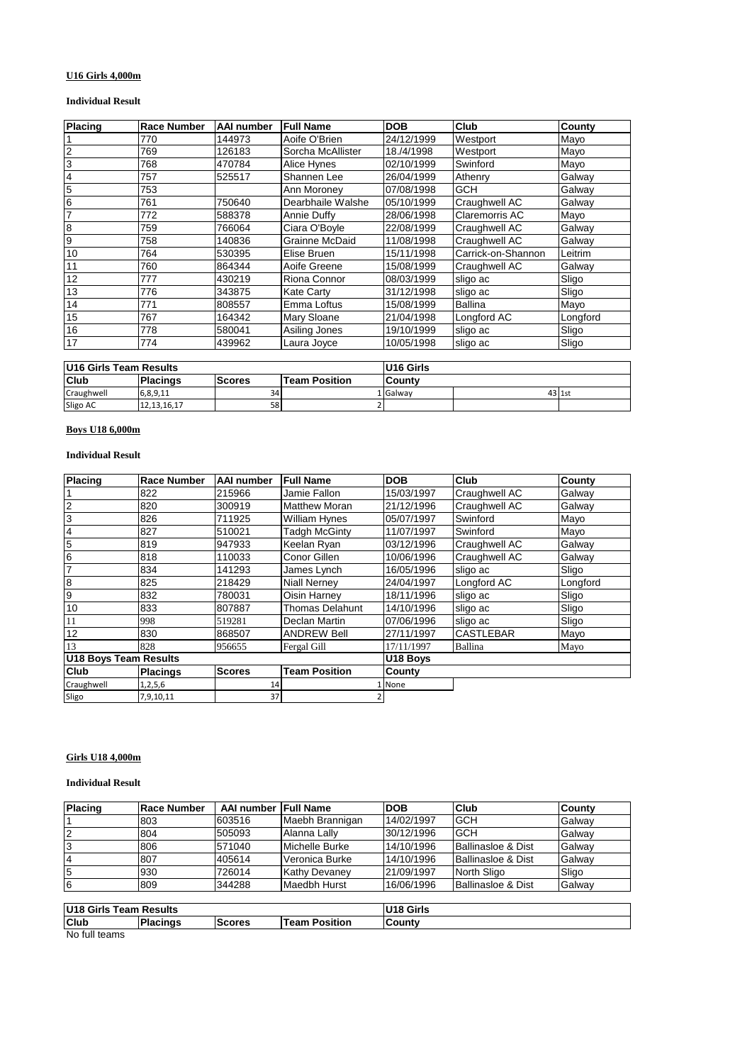### U16 Girls 4,000m

**Individual Result**

| Placing | Race Number | AAI number | Full Name | DOB | Club | County |
|---|---|---|---|---|---|---|
| 1 | 770 | 144973 | Aoife O'Brien | 24/12/1999 | Westport | Mayo |
| 2 | 769 | 126183 | Sorcha McAllister | 18./4/1998 | Westport | Mayo |
| 3 | 768 | 470784 | Alice Hynes | 02/10/1999 | Swinford | Mayo |
| 4 | 757 | 525517 | Shannen Lee | 26/04/1999 | Athenry | Galway |
| 5 | 753 | | Ann Moroney | 07/08/1998 | GCH | Galway |
| 6 | 761 | 750640 | Dearbhaile Walshe | 05/10/1999 | Craughwell AC | Galway |
| 7 | 772 | 588378 | Annie Duffy | 28/06/1998 | Claremorris AC | Mayo |
| 8 | 759 | 766064 | Ciara O'Boyle | 22/08/1999 | Craughwell AC | Galway |
| 9 | 758 | 140836 | Grainne McDaid | 11/08/1998 | Craughwell AC | Galway |
| 10 | 764 | 530395 | Elise Bruen | 15/11/1998 | Carrick-on-Shannon | Leitrim |
| 11 | 760 | 864344 | Aoife Greene | 15/08/1999 | Craughwell AC | Galway |
| 12 | 777 | 430219 | Riona Connor | 08/03/1999 | sligo ac | Sligo |
| 13 | 776 | 343875 | Kate Carty | 31/12/1998 | sligo ac | Sligo |
| 14 | 771 | 808557 | Emma Loftus | 15/08/1999 | Ballina | Mayo |
| 15 | 767 | 164342 | Mary Sloane | 21/04/1998 | Longford AC | Longford |
| 16 | 778 | 580041 | Asiling Jones | 19/10/1999 | sligo ac | Sligo |
| 17 | 774 | 439962 | Laura Joyce | 10/05/1998 | sligo ac | Sligo |

| U16 Girls Team Results | | | | U16 Girls | | |
|---|---|---|---|---|---|---|
| **Club** | **Placings** | **Scores** | **Team Position** | **County** | | |
| Craughwell | 6,8,9,11 | 34 | 1 | Galway | 43 | 1st |
| Sligo AC | 12,13,16,17 | 58 | 2 | | | |

### Boys U18 6,000m

**Individual Result**

| Placing | Race Number | AAI number | Full Name | DOB | Club | County |
|---|---|---|---|---|---|---|
| 1 | 822 | 215966 | Jamie Fallon | 15/03/1997 | Craughwell AC | Galway |
| 2 | 820 | 300919 | Matthew Moran | 21/12/1996 | Craughwell AC | Galway |
| 3 | 826 | 711925 | William Hynes | 05/07/1997 | Swinford | Mayo |
| 4 | 827 | 510021 | Tadgh McGinty | 11/07/1997 | Swinford | Mayo |
| 5 | 819 | 947933 | Keelan Ryan | 03/12/1996 | Craughwell AC | Galway |
| 6 | 818 | 110033 | Conor Gillen | 10/06/1996 | Craughwell AC | Galway |
| 7 | 834 | 141293 | James Lynch | 16/05/1996 | sligo ac | Sligo |
| 8 | 825 | 218429 | Niall Nerney | 24/04/1997 | Longford AC | Longford |
| 9 | 832 | 780031 | Oisin Harney | 18/11/1996 | sligo ac | Sligo |
| 10 | 833 | 807887 | Thomas Delahunt | 14/10/1996 | sligo ac | Sligo |
| 11 | 998 | 519281 | Declan Martin | 07/06/1996 | sligo ac | Sligo |
| 12 | 830 | 868507 | ANDREW Bell | 27/11/1997 | CASTLEBAR | Mayo |
| 13 | 828 | 956655 | Fergal Gill | 17/11/1997 | Ballina | Mayo |

| U18 Boys Team Results | | | | U18 Boys |
|---|---|---|---|---|
| **Club** | **Placings** | **Scores** | **Team Position** | **County** |
| Craughwell | 1,2,5,6 | 14 | 1 | None |
| Sligo | 7,9,10,11 | 37 | 2 | |

### Girls U18 4,000m

**Individual Result**

| Placing | Race Number | AAI number | Full Name | DOB | Club | County |
|---|---|---|---|---|---|---|
| 1 | 803 | 603516 | Maebh Brannigan | 14/02/1997 | GCH | Galway |
| 2 | 804 | 505093 | Alanna Lally | 30/12/1996 | GCH | Galway |
| 3 | 806 | 571040 | Michelle Burke | 14/10/1996 | Ballinasloe & Dist | Galway |
| 4 | 807 | 405614 | Veronica Burke | 14/10/1996 | Ballinasloe & Dist | Galway |
| 5 | 930 | 726014 | Kathy Devaney | 21/09/1997 | North Sligo | Sligo |
| 6 | 809 | 344288 | Maedbh Hurst | 16/06/1996 | Ballinasloe & Dist | Galway |

| U18 Girls Team Results | | | | U18 Girls |
|---|---|---|---|---|
| **Club** | **Placings** | **Scores** | **Team Position** | **County** |

No full teams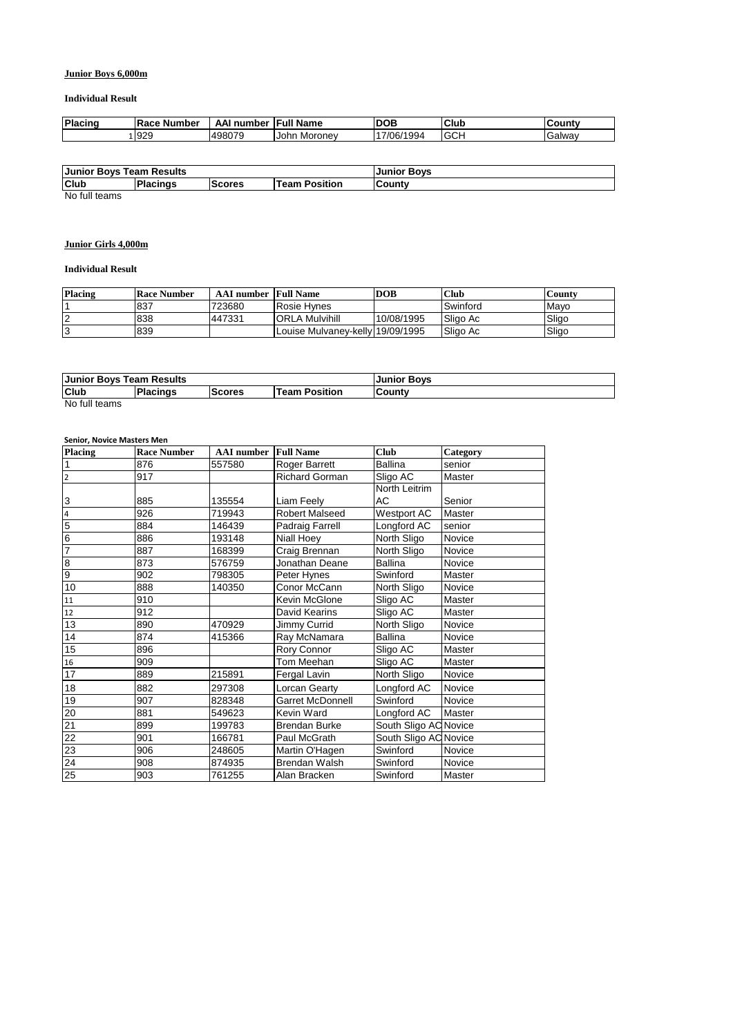## Junior Boys 6,000m

**Individual Result**

| Placing | Race Number | AAI number | Full Name | DOB | Club | County |
|---|---|---|---|---|---|---|
| 1 | 929 | 498079 | John Moroney | 17/06/1994 | GCH | Galway |

| Junior Boys Team Results | | | | Junior Boys |
|---|---|---|---|---|
| Club | Placings | Scores | Team Position | County |

No full teams

## Junior Girls 4,000m

**Individual Result**

| Placing | Race Number | AAI number | Full Name | DOB | Club | County |
|---|---|---|---|---|---|---|
| 1 | 837 | 723680 | Rosie Hynes | | Swinford | Mayo |
| 2 | 838 | 447331 | ORLA Mulvihill | 10/08/1995 | Sligo Ac | Sligo |
| 3 | 839 | | Louise Mulvaney-kelly | 19/09/1995 | Sligo Ac | Sligo |

| Junior Boys Team Results | | | | Junior Boys |
|---|---|---|---|---|
| Club | Placings | Scores | Team Position | County |

No full teams

**Senior, Novice Masters Men**

| Placing | Race Number | AAI number | Full Name | Club | Category |
|---|---|---|---|---|---|
| 1 | 876 | 557580 | Roger Barrett | Ballina | senior |
| 2 | 917 | | Richard Gorman | Sligo AC | Master |
| 3 | 885 | 135554 | Liam Feely | North Leitrim AC | Senior |
| 4 | 926 | 719943 | Robert Malseed | Westport AC | Master |
| 5 | 884 | 146439 | Padraig Farrell | Longford AC | senior |
| 6 | 886 | 193148 | Niall Hoey | North Sligo | Novice |
| 7 | 887 | 168399 | Craig Brennan | North Sligo | Novice |
| 8 | 873 | 576759 | Jonathan Deane | Ballina | Novice |
| 9 | 902 | 798305 | Peter Hynes | Swinford | Master |
| 10 | 888 | 140350 | Conor McCann | North Sligo | Novice |
| 11 | 910 | | Kevin McGlone | Sligo AC | Master |
| 12 | 912 | | David Kearins | Sligo AC | Master |
| 13 | 890 | 470929 | Jimmy Currid | North Sligo | Novice |
| 14 | 874 | 415366 | Ray McNamara | Ballina | Novice |
| 15 | 896 | | Rory Connor | Sligo AC | Master |
| 16 | 909 | | Tom Meehan | Sligo AC | Master |
| 17 | 889 | 215891 | Fergal Lavin | North Sligo | Novice |
| 18 | 882 | 297308 | Lorcan Gearty | Longford AC | Novice |
| 19 | 907 | 828348 | Garret McDonnell | Swinford | Novice |
| 20 | 881 | 549623 | Kevin Ward | Longford AC | Master |
| 21 | 899 | 199783 | Brendan Burke | South Sligo AC | Novice |
| 22 | 901 | 166781 | Paul McGrath | South Sligo AC | Novice |
| 23 | 906 | 248605 | Martin O'Hagen | Swinford | Novice |
| 24 | 908 | 874935 | Brendan Walsh | Swinford | Novice |
| 25 | 903 | 761255 | Alan Bracken | Swinford | Master |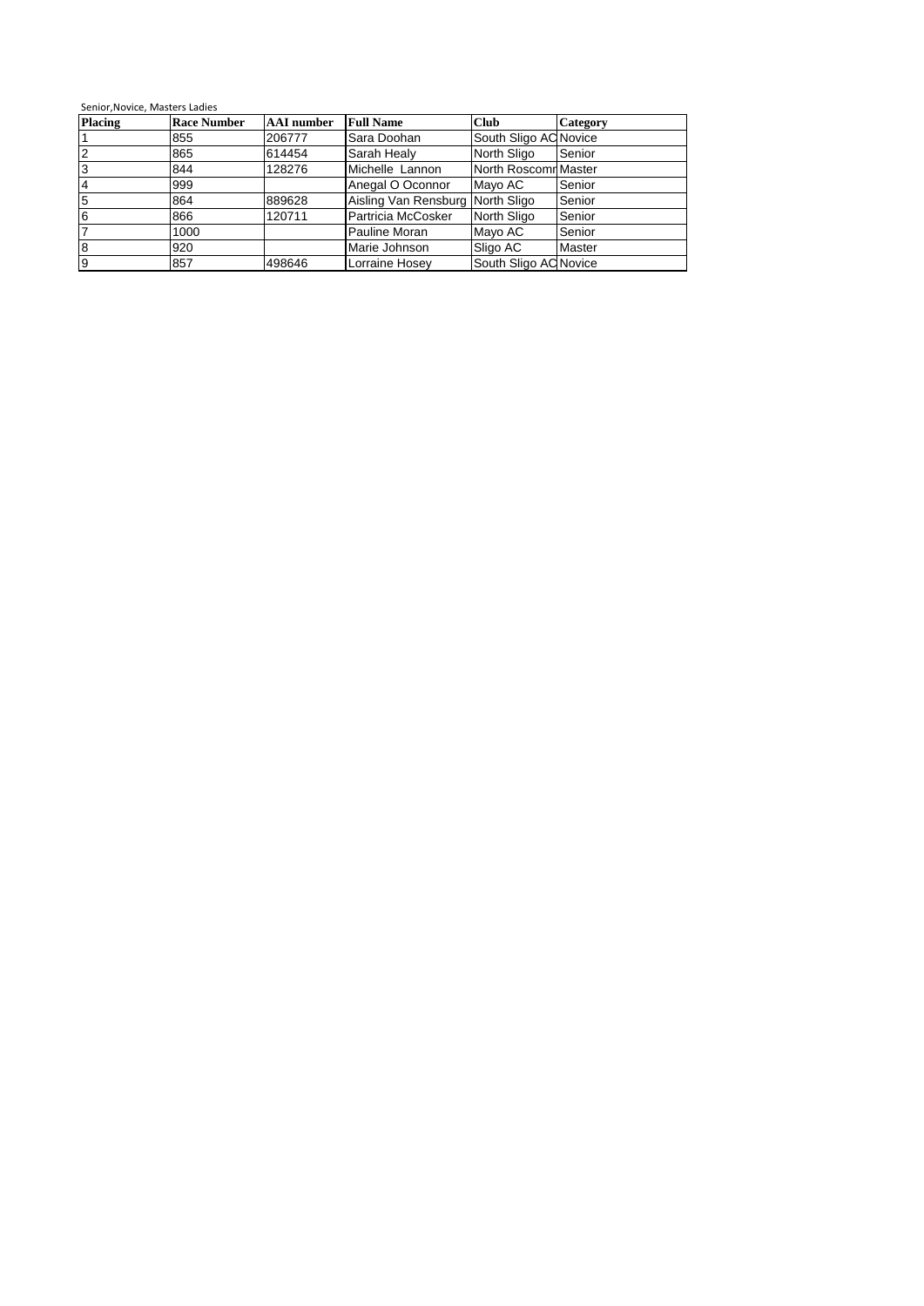Senior,Novice, Masters Ladies

| Placing | Race Number | AAI number | Full Name | Club | Category |
|---|---|---|---|---|---|
| 1 | 855 | 206777 | Sara Doohan | South Sligo AC | Novice |
| 2 | 865 | 614454 | Sarah Healy | North Sligo | Senior |
| 3 | 844 | 128276 | Michelle  Lannon | North Roscomn | Master |
| 4 | 999 | | Anegal O Oconnor | Mayo AC | Senior |
| 5 | 864 | 889628 | Aisling Van Rensburg | North Sligo | Senior |
| 6 | 866 | 120711 | Partricia McCosker | North Sligo | Senior |
| 7 | 1000 | | Pauline Moran | Mayo AC | Senior |
| 8 | 920 | | Marie Johnson | Sligo AC | Master |
| 9 | 857 | 498646 | Lorraine Hosey | South Sligo AC | Novice |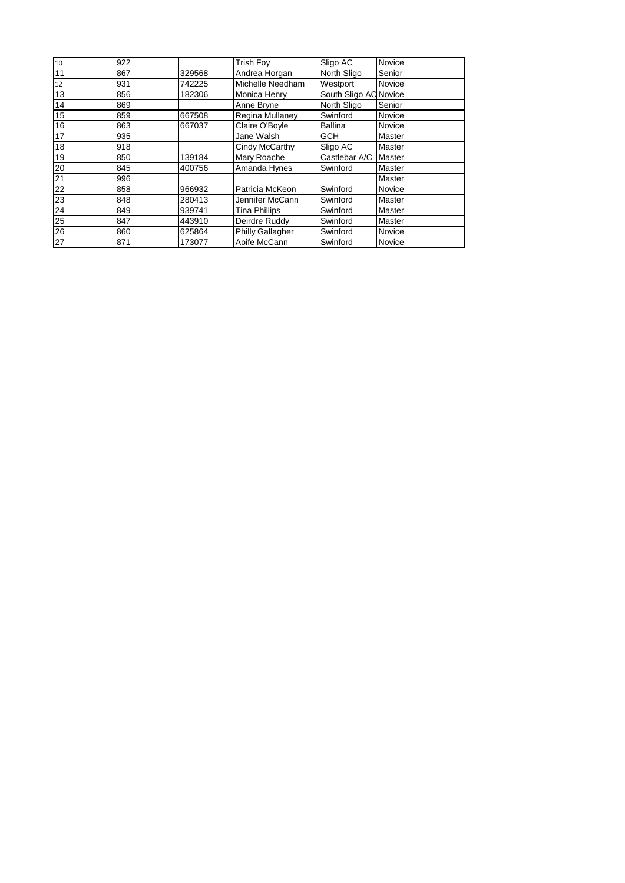| | | | | | |
|---|---|---|---|---|---|
| 10 | 922 | | Trish Foy | Sligo AC | Novice |
| 11 | 867 | 329568 | Andrea Horgan | North Sligo | Senior |
| 12 | 931 | 742225 | Michelle Needham | Westport | Novice |
| 13 | 856 | 182306 | Monica Henry | South Sligo AC | Novice |
| 14 | 869 | | Anne Bryne | North Sligo | Senior |
| 15 | 859 | 667508 | Regina Mullaney | Swinford | Novice |
| 16 | 863 | 667037 | Claire O'Boyle | Ballina | Novice |
| 17 | 935 | | Jane Walsh | GCH | Master |
| 18 | 918 | | Cindy McCarthy | Sligo AC | Master |
| 19 | 850 | 139184 | Mary Roache | Castlebar A/C | Master |
| 20 | 845 | 400756 | Amanda Hynes | Swinford | Master |
| 21 | 996 | | | | Master |
| 22 | 858 | 966932 | Patricia McKeon | Swinford | Novice |
| 23 | 848 | 280413 | Jennifer McCann | Swinford | Master |
| 24 | 849 | 939741 | Tina Phillips | Swinford | Master |
| 25 | 847 | 443910 | Deirdre Ruddy | Swinford | Master |
| 26 | 860 | 625864 | Philly Gallagher | Swinford | Novice |
| 27 | 871 | 173077 | Aoife McCann | Swinford | Novice |